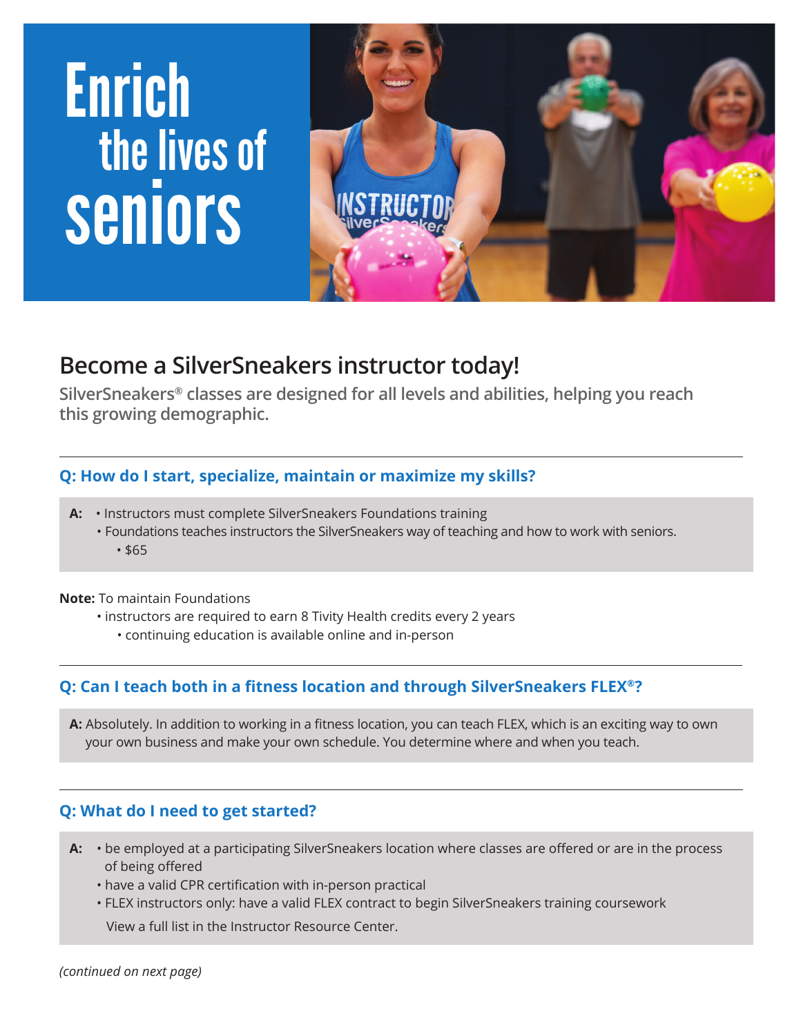# Enrich the lives of seniors

## Become a SilverSneakers instructor today!

**SilverSneakers® classes are designed for all levels and abilities, helping you reach this growing demographic.**

### Q: How do I start, specialize, maintain or maximize my skills?

**A:**
- Instructors must complete SilverSneakers Foundations training
- Foundations teaches instructors the SilverSneakers way of teaching and how to work with seniors.
  - $65

**Note:** To maintain Foundations
- instructors are required to earn 8 Tivity Health credits every 2 years
  - continuing education is available online and in-person

### Q: Can I teach both in a fitness location and through SilverSneakers FLEX®?

**A:** Absolutely. In addition to working in a fitness location, you can teach FLEX, which is an exciting way to own your own business and make your own schedule. You determine where and when you teach.

### Q: What do I need to get started?

**A:**
- be employed at a participating SilverSneakers location where classes are offered or are in the process of being offered
- have a valid CPR certification with in-person practical
- FLEX instructors only: have a valid FLEX contract to begin SilverSneakers training coursework

View a full list in the Instructor Resource Center.

*(continued on next page)*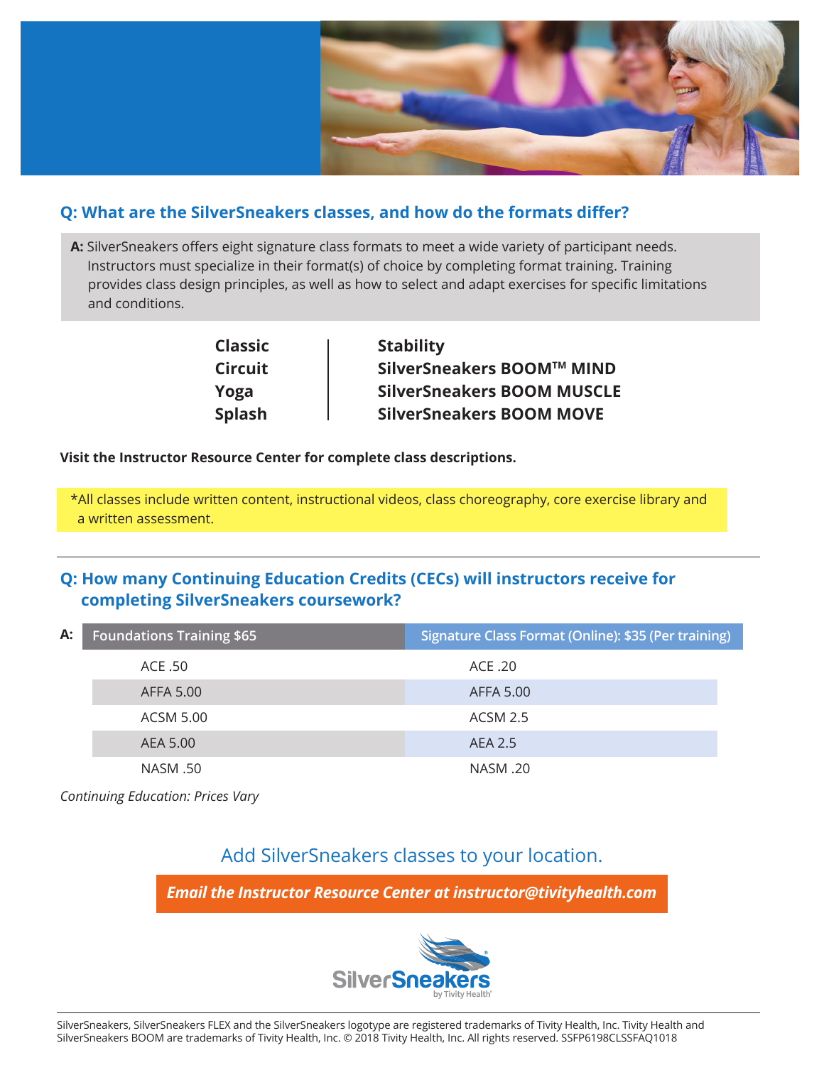## Q: What are the SilverSneakers classes, and how do the formats differ?

**A:** SilverSneakers offers eight signature class formats to meet a wide variety of participant needs. Instructors must specialize in their format(s) of choice by completing format training. Training provides class design principles, as well as how to select and adapt exercises for specific limitations and conditions.

| | |
|---|---|
| **Classic** | **Stability** |
| **Circuit** | **SilverSneakers BOOM™ MIND** |
| **Yoga** | **SilverSneakers BOOM MUSCLE** |
| **Splash** | **SilverSneakers BOOM MOVE** |

**Visit the Instructor Resource Center for complete class descriptions.**

*All classes include written content, instructional videos, class choreography, core exercise library and a written assessment.

---

## Q: How many Continuing Education Credits (CECs) will instructors receive for completing SilverSneakers coursework?

**A:**

| Foundations Training $65 | Signature Class Format (Online): $35 (Per training) |
|---|---|
| ACE .50 | ACE .20 |
| AFFA 5.00 | AFFA 5.00 |
| ACSM 5.00 | ACSM 2.5 |
| AEA 5.00 | AEA 2.5 |
| NASM .50 | NASM .20 |

*Continuing Education: Prices Vary*

Add SilverSneakers classes to your location.

***Email the Instructor Resource Center at instructor@tivityhealth.com***

SilverSneakers by Tivity Health

SilverSneakers, SilverSneakers FLEX and the SilverSneakers logotype are registered trademarks of Tivity Health, Inc. Tivity Health and SilverSneakers BOOM are trademarks of Tivity Health, Inc. © 2018 Tivity Health, Inc. All rights reserved. SSFP6198CLSSFAQ1018